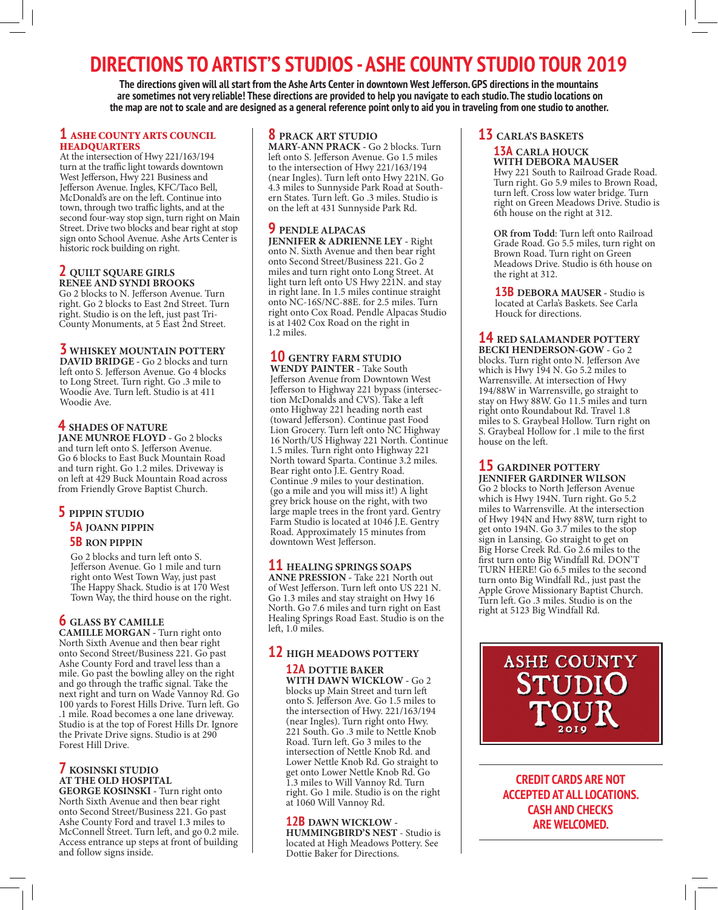# DIRECTIONS TO ARTIST'S STUDIOS - ASHE COUNTY STUDIO TOUR 2019

**The directions given will all start from the Ashe Arts Center in downtown West Jefferson. GPS directions in the mountains are sometimes not very reliable! These directions are provided to help you navigate to each studio. The studio locations on the map are not to scale and are designed as a general reference point only to aid you in traveling from one studio to another.**

## 1 ASHE COUNTY ARTS COUNCIL HEADQUARTERS

At the intersection of Hwy 221/163/194 turn at the traffic light towards downtown West Jefferson, Hwy 221 Business and Jefferson Avenue. Ingles, KFC/Taco Bell, McDonald's are on the left. Continue into town, through two traffic lights, and at the second four-way stop sign, turn right on Main Street. Drive two blocks and bear right at stop sign onto School Avenue. Ashe Arts Center is historic rock building on right.

## 2 QUILT SQUARE GIRLS

**RENEE AND SYNDI BROOKS**

Go 2 blocks to N. Jefferson Avenue. Turn right. Go 2 blocks to East 2nd Street. Turn right. Studio is on the left, just past Tri-County Monuments, at 5 East 2nd Street.

## 3 WHISKEY MOUNTAIN POTTERY

**DAVID BRIDGE** - Go 2 blocks and turn left onto S. Jefferson Avenue. Go 4 blocks to Long Street. Turn right. Go .3 mile to Woodie Ave. Turn left. Studio is at 411 Woodie Ave.

## 4 SHADES OF NATURE

**JANE MUNROE FLOYD** - Go 2 blocks and turn left onto S. Jefferson Avenue. Go 6 blocks to East Buck Mountain Road and turn right. Go 1.2 miles. Driveway is on left at 429 Buck Mountain Road across from Friendly Grove Baptist Church.

## 5 PIPPIN STUDIO

### 5A JOANN PIPPIN

### 5B RON PIPPIN

Go 2 blocks and turn left onto S. Jefferson Avenue. Go 1 mile and turn right onto West Town Way, just past The Happy Shack. Studio is at 170 West Town Way, the third house on the right.

## 6 GLASS BY CAMILLE

**CAMILLE MORGAN** - Turn right onto North Sixth Avenue and then bear right onto Second Street/Business 221. Go past Ashe County Ford and travel less than a mile. Go past the bowling alley on the right and go through the traffic signal. Take the next right and turn on Wade Vannoy Rd. Go 100 yards to Forest Hills Drive. Turn left. Go .1 mile. Road becomes a one lane driveway. Studio is at the top of Forest Hills Dr. Ignore the Private Drive signs. Studio is at 290 Forest Hill Drive.

## 7 KOSINSKI STUDIO AT THE OLD HOSPITAL

**GEORGE KOSINSKI** - Turn right onto North Sixth Avenue and then bear right onto Second Street/Business 221. Go past Ashe County Ford and travel 1.3 miles to McConnell Street. Turn left, and go 0.2 mile. Access entrance up steps at front of building and follow signs inside.

## 8 PRACK ART STUDIO

**MARY-ANN PRACK** - Go 2 blocks. Turn left onto S. Jefferson Avenue. Go 1.5 miles to the intersection of Hwy 221/163/194 (near Ingles). Turn left onto Hwy 221N. Go 4.3 miles to Sunnyside Park Road at Southern States. Turn left. Go .3 miles. Studio is on the left at 431 Sunnyside Park Rd.

## 9 PENDLE ALPACAS

**JENNIFER & ADRIENNE LEY** - Right onto N. Sixth Avenue and then bear right onto Second Street/Business 221. Go 2 miles and turn right onto Long Street. At light turn left onto US Hwy 221N. and stay in right lane. In 1.5 miles continue straight onto NC-16S/NC-88E. for 2.5 miles. Turn right onto Cox Road. Pendle Alpacas Studio is at 1402 Cox Road on the right in 1.2 miles.

## 10 GENTRY FARM STUDIO

**WENDY PAINTER** - Take South Jefferson Avenue from Downtown West Jefferson to Highway 221 bypass (intersection McDonalds and CVS). Take a left onto Highway 221 heading north east (toward Jefferson). Continue past Food Lion Grocery. Turn left onto NC Highway 16 North/US Highway 221 North. Continue 1.5 miles. Turn right onto Highway 221 North toward Sparta. Continue 3.2 miles. Bear right onto J.E. Gentry Road. Continue .9 miles to your destination. (go a mile and you will miss it!) A light grey brick house on the right, with two large maple trees in the front yard. Gentry Farm Studio is located at 1046 J.E. Gentry Road. Approximately 15 minutes from downtown West Jefferson.

## 11 HEALING SPRINGS SOAPS

**ANNE PRESSION** - Take 221 North out of West Jefferson. Turn left onto US 221 N. Go 1.3 miles and stay straight on Hwy 16 North. Go 7.6 miles and turn right on East Healing Springs Road East. Studio is on the left, 1.0 miles.

## 12 HIGH MEADOWS POTTERY

### 12A DOTTIE BAKER WITH DAWN WICKLOW

Go 2 blocks up Main Street and turn left onto S. Jefferson Ave. Go 1.5 miles to the intersection of Hwy. 221/163/194 (near Ingles). Turn right onto Hwy. 221 South. Go .3 mile to Nettle Knob Road. Turn left. Go 3 miles to the intersection of Nettle Knob Rd. and Lower Nettle Knob Rd. Go straight to get onto Lower Nettle Knob Rd. Go 1.3 miles to Will Vannoy Rd. Turn right. Go 1 mile. Studio is on the right at 1060 Will Vannoy Rd.

### 12B DAWN WICKLOW - HUMMINGBIRD'S NEST

Studio is located at High Meadows Pottery. See Dottie Baker for Directions.

## 13 CARLA'S BASKETS

### 13A CARLA HOUCK WITH DEBORA MAUSER

Hwy 221 South to Railroad Grade Road. Turn right. Go 5.9 miles to Brown Road, turn left. Cross low water bridge. Turn right on Green Meadows Drive. Studio is 6th house on the right at 312.

**OR from Todd**: Turn left onto Railroad Grade Road. Go 5.5 miles, turn right on Brown Road. Turn right on Green Meadows Drive. Studio is 6th house on the right at 312.

### 13B DEBORA MAUSER

Studio is located at Carla's Baskets. See Carla Houck for directions.

## 14 RED SALAMANDER POTTERY

**BECKI HENDERSON-GOW** - Go 2 blocks. Turn right onto N. Jefferson Ave which is Hwy 194 N. Go 5.2 miles to Warrensville. At intersection of Hwy 194/88W in Warrensville, go straight to stay on Hwy 88W. Go 11.5 miles and turn right onto Roundabout Rd. Travel 1.8 miles to S. Graybeal Hollow. Turn right on S. Graybeal Hollow for .1 mile to the first house on the left.

## 15 GARDINER POTTERY

**JENNIFER GARDINER WILSON**

Go 2 blocks to North Jefferson Avenue which is Hwy 194N. Turn right. Go 5.2 miles to Warrensville. At the intersection of Hwy 194N and Hwy 88W, turn right to get onto 194N. Go 3.7 miles to the stop sign in Lansing. Go straight to get on Big Horse Creek Rd. Go 2.6 miles to the first turn onto Big Windfall Rd. DON'T TURN HERE! Go 6.5 miles to the second turn onto Big Windfall Rd., just past the Apple Grove Missionary Baptist Church. Turn left. Go .3 miles. Studio is on the right at 5123 Big Windfall Rd.

ASHE COUNTY STUDIO TOUR 2019

**CREDIT CARDS ARE NOT ACCEPTED AT ALL LOCATIONS. CASH AND CHECKS ARE WELCOMED.**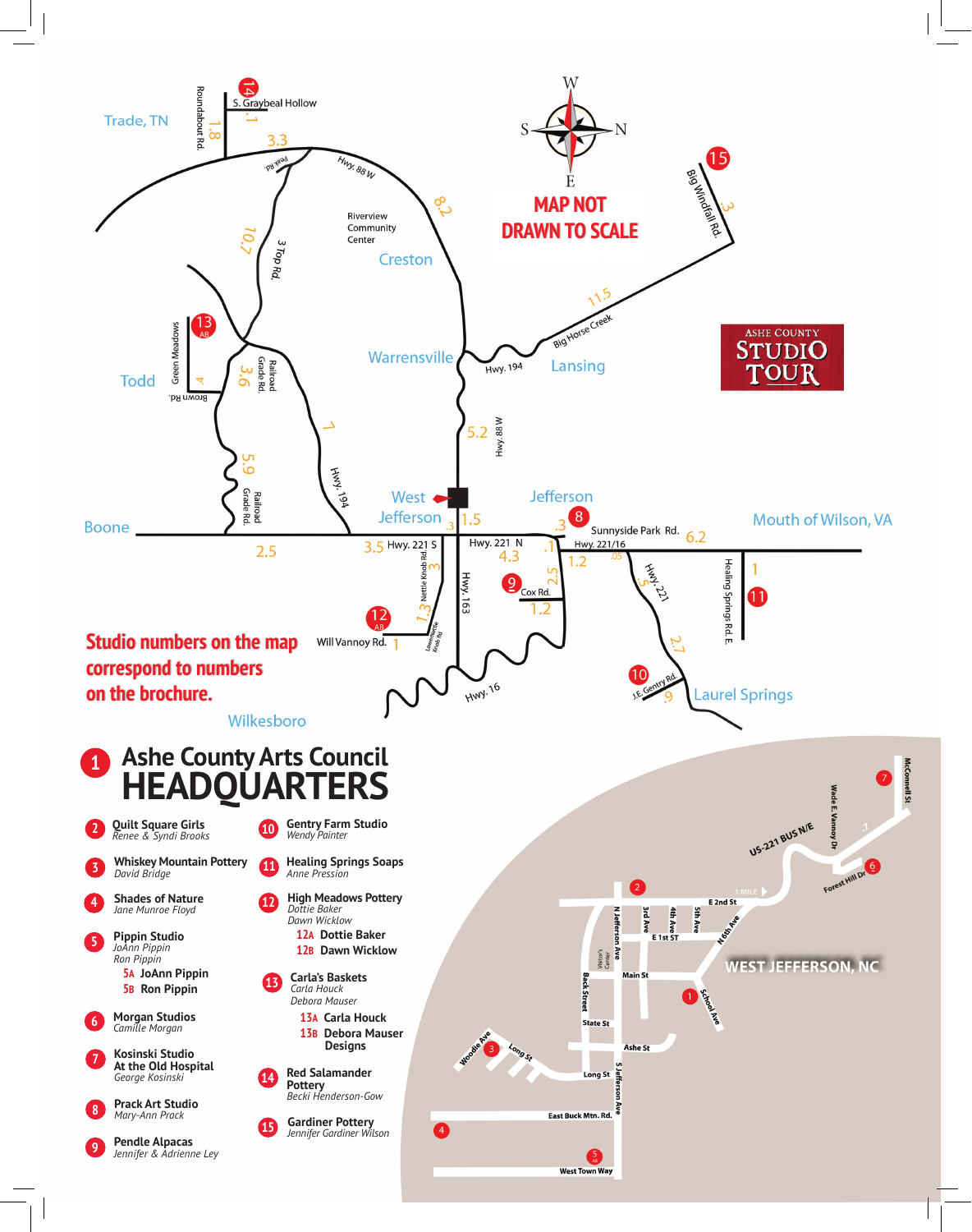MAP NOT DRAWN TO SCALE

ASHE COUNTY STUDIO TOUR

Studio numbers on the map correspond to numbers on the brochure.

Trade, TN
Boone
Todd
Creston
Warrensville
Lansing
West Jefferson
Jefferson
Mouth of Wilson, VA
Laurel Springs
Wilkesboro
Riverview Community Center

WEST JEFFERSON, NC

1. **Ashe County Arts Council HEADQUARTERS**
2. **Quilt Square Girls** — *Renee & Syndi Brooks*
3. **Whiskey Mountain Pottery** — *David Bridge*
4. **Shades of Nature** — *Jane Munroe Floyd*
5. **Pippin Studio** — *JoAnn Pippin, Ron Pippin*
   - 5A JoAnn Pippin
   - 5B Ron Pippin
6. **Morgan Studios** — *Camille Morgan*
7. **Kosinski Studio At the Old Hospital** — *George Kosinski*
8. **Prack Art Studio** — *Mary-Ann Prack*
9. **Pendle Alpacas** — *Jennifer & Adrienne Ley*
10. **Gentry Farm Studio** — *Wendy Painter*
11. **Healing Springs Soaps** — *Anne Pression*
12. **High Meadows Pottery** — *Dottie Baker, Dawn Wicklow*
    - 12A Dottie Baker
    - 12B Dawn Wicklow
13. **Carla's Baskets** — *Carla Houck, Debora Mauser*
    - 13A Carla Houck
    - 13B Debora Mauser Designs
14. **Red Salamander Pottery** — *Becki Henderson-Gow*
15. **Gardiner Pottery** — *Jennifer Gardiner Wilson*